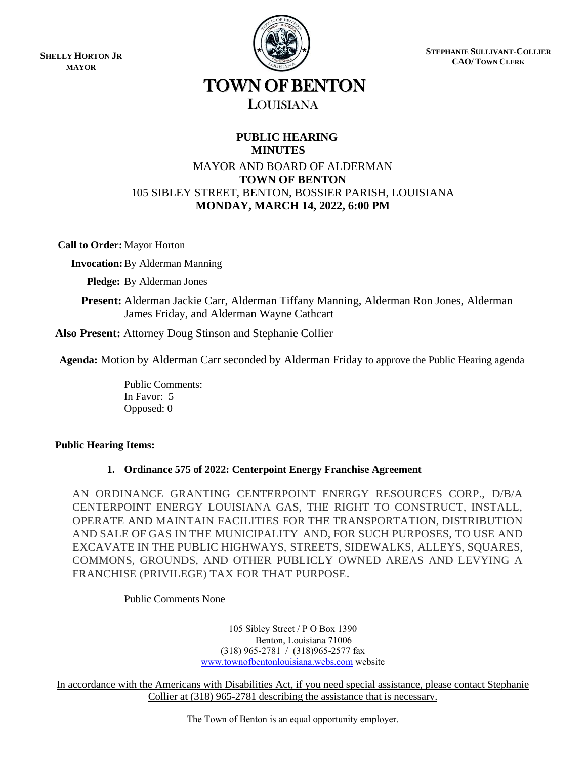**SHELLY HORTON JR**
**MAYOR**

**STEPHANIE SULLIVANT-COLLIER**
**CAO/ TOWN CLERK**

# TOWN OF BENTON

## LOUISIANA

**PUBLIC HEARING**
**MINUTES**

MAYOR AND BOARD OF ALDERMAN
**TOWN OF BENTON**
105 SIBLEY STREET, BENTON, BOSSIER PARISH, LOUISIANA
**MONDAY, MARCH 14, 2022, 6:00 PM**

**Call to Order:** Mayor Horton

**Invocation:** By Alderman Manning

**Pledge:** By Alderman Jones

**Present:** Alderman Jackie Carr, Alderman Tiffany Manning, Alderman Ron Jones, Alderman James Friday, and Alderman Wayne Cathcart

**Also Present:** Attorney Doug Stinson and Stephanie Collier

**Agenda:** Motion by Alderman Carr seconded by Alderman Friday to approve the Public Hearing agenda

Public Comments:
In Favor: 5
Opposed: 0

**Public Hearing Items:**

1. **Ordinance 575 of 2022: Centerpoint Energy Franchise Agreement**

AN ORDINANCE GRANTING CENTERPOINT ENERGY RESOURCES CORP., D/B/A CENTERPOINT ENERGY LOUISIANA GAS, THE RIGHT TO CONSTRUCT, INSTALL, OPERATE AND MAINTAIN FACILITIES FOR THE TRANSPORTATION, DISTRIBUTION AND SALE OF GAS IN THE MUNICIPALITY AND, FOR SUCH PURPOSES, TO USE AND EXCAVATE IN THE PUBLIC HIGHWAYS, STREETS, SIDEWALKS, ALLEYS, SQUARES, COMMONS, GROUNDS, AND OTHER PUBLICLY OWNED AREAS AND LEVYING A FRANCHISE (PRIVILEGE) TAX FOR THAT PURPOSE.

Public Comments None

105 Sibley Street / P O Box 1390
Benton, Louisiana 71006
(318) 965-2781 / (318)965-2577 fax
www.townofbentonlouisiana.webs.com website

In accordance with the Americans with Disabilities Act, if you need special assistance, please contact Stephanie Collier at (318) 965-2781 describing the assistance that is necessary.

The Town of Benton is an equal opportunity employer.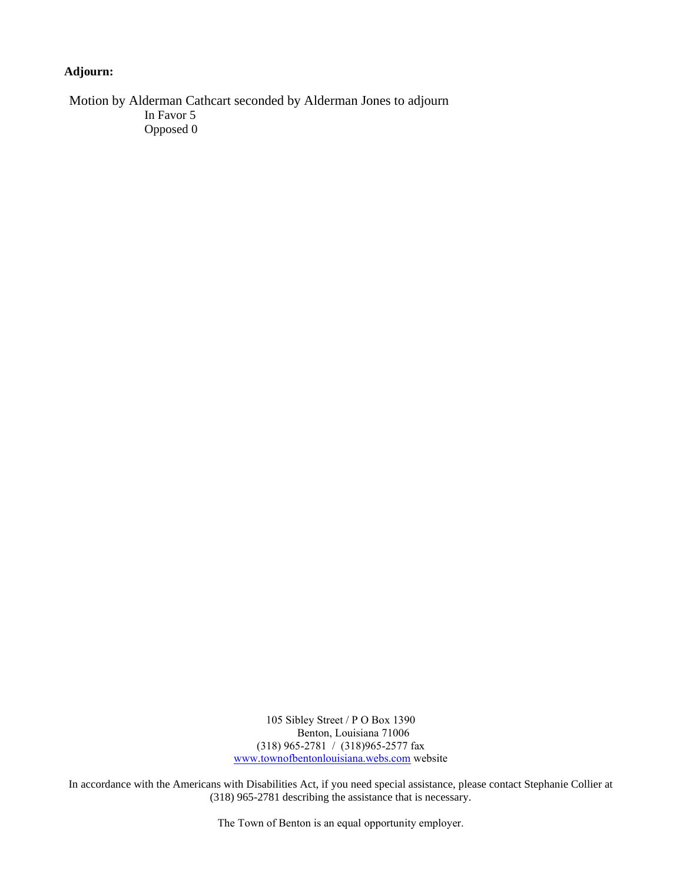**Adjourn:**

Motion by Alderman Cathcart seconded by Alderman Jones to adjourn
In Favor 5
Opposed 0

105 Sibley Street / P O Box 1390
Benton, Louisiana 71006
(318) 965-2781 / (318)965-2577 fax
www.townofbentonlouisiana.webs.com website

In accordance with the Americans with Disabilities Act, if you need special assistance, please contact Stephanie Collier at (318) 965-2781 describing the assistance that is necessary.

The Town of Benton is an equal opportunity employer.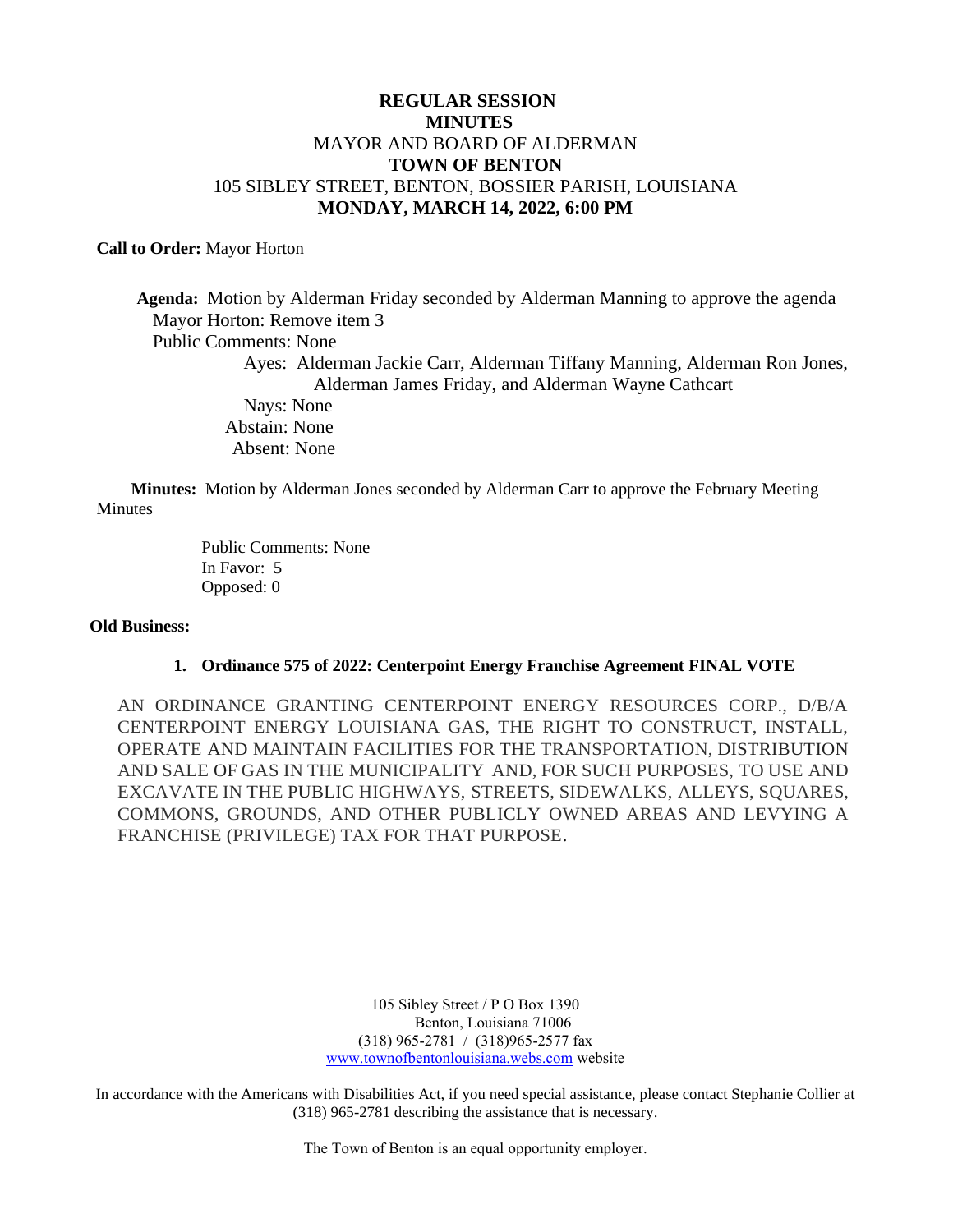**REGULAR SESSION**
**MINUTES**
MAYOR AND BOARD OF ALDERMAN
**TOWN OF BENTON**
105 SIBLEY STREET, BENTON, BOSSIER PARISH, LOUISIANA
**MONDAY, MARCH 14, 2022, 6:00 PM**

**Call to Order:** Mayor Horton

**Agenda:** Motion by Alderman Friday seconded by Alderman Manning to approve the agenda
Mayor Horton: Remove item 3
Public Comments: None
Ayes: Alderman Jackie Carr, Alderman Tiffany Manning, Alderman Ron Jones, Alderman James Friday, and Alderman Wayne Cathcart
Nays: None
Abstain: None
Absent: None

**Minutes:** Motion by Alderman Jones seconded by Alderman Carr to approve the February Meeting Minutes

Public Comments: None
In Favor: 5
Opposed: 0

**Old Business:**

1. **Ordinance 575 of 2022: Centerpoint Energy Franchise Agreement FINAL VOTE**

AN ORDINANCE GRANTING CENTERPOINT ENERGY RESOURCES CORP., D/B/A CENTERPOINT ENERGY LOUISIANA GAS, THE RIGHT TO CONSTRUCT, INSTALL, OPERATE AND MAINTAIN FACILITIES FOR THE TRANSPORTATION, DISTRIBUTION AND SALE OF GAS IN THE MUNICIPALITY AND, FOR SUCH PURPOSES, TO USE AND EXCAVATE IN THE PUBLIC HIGHWAYS, STREETS, SIDEWALKS, ALLEYS, SQUARES, COMMONS, GROUNDS, AND OTHER PUBLICLY OWNED AREAS AND LEVYING A FRANCHISE (PRIVILEGE) TAX FOR THAT PURPOSE.

105 Sibley Street / P O Box 1390
Benton, Louisiana 71006
(318) 965-2781 / (318)965-2577 fax
www.townofbentonlouisiana.webs.com website

In accordance with the Americans with Disabilities Act, if you need special assistance, please contact Stephanie Collier at (318) 965-2781 describing the assistance that is necessary.

The Town of Benton is an equal opportunity employer.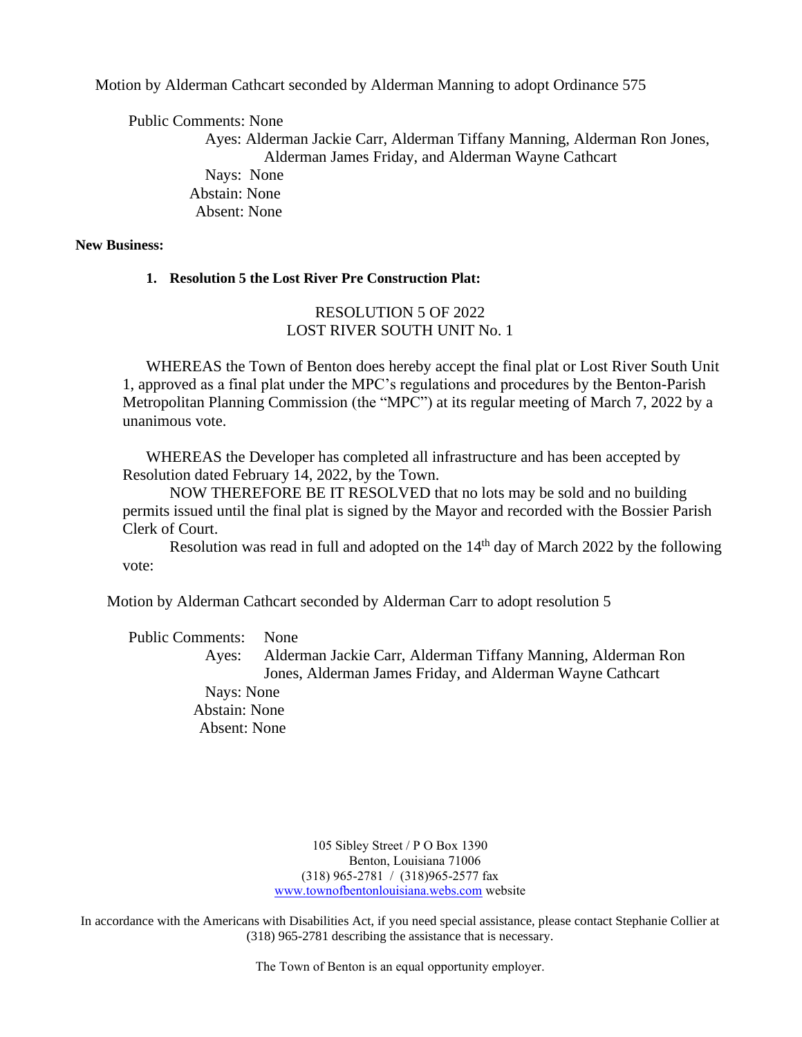Motion by Alderman Cathcart seconded by Alderman Manning to adopt Ordinance 575

Public Comments: None

Ayes: Alderman Jackie Carr, Alderman Tiffany Manning, Alderman Ron Jones, Alderman James Friday, and Alderman Wayne Cathcart

Nays: None

Abstain: None

Absent: None

**New Business:**

1. **Resolution 5 the Lost River Pre Construction Plat:**

RESOLUTION 5 OF 2022
LOST RIVER SOUTH UNIT No. 1

WHEREAS the Town of Benton does hereby accept the final plat or Lost River South Unit 1, approved as a final plat under the MPC's regulations and procedures by the Benton-Parish Metropolitan Planning Commission (the "MPC") at its regular meeting of March 7, 2022 by a unanimous vote.

WHEREAS the Developer has completed all infrastructure and has been accepted by Resolution dated February 14, 2022, by the Town.

NOW THEREFORE BE IT RESOLVED that no lots may be sold and no building permits issued until the final plat is signed by the Mayor and recorded with the Bossier Parish Clerk of Court.

Resolution was read in full and adopted on the 14th day of March 2022 by the following vote:

Motion by Alderman Cathcart seconded by Alderman Carr to adopt resolution 5

Public Comments: None

Ayes: Alderman Jackie Carr, Alderman Tiffany Manning, Alderman Ron Jones, Alderman James Friday, and Alderman Wayne Cathcart

Nays: None

Abstain: None

Absent: None

105 Sibley Street / P O Box 1390
Benton, Louisiana 71006
(318) 965-2781 / (318)965-2577 fax
www.townofbentonlouisiana.webs.com website

In accordance with the Americans with Disabilities Act, if you need special assistance, please contact Stephanie Collier at (318) 965-2781 describing the assistance that is necessary.

The Town of Benton is an equal opportunity employer.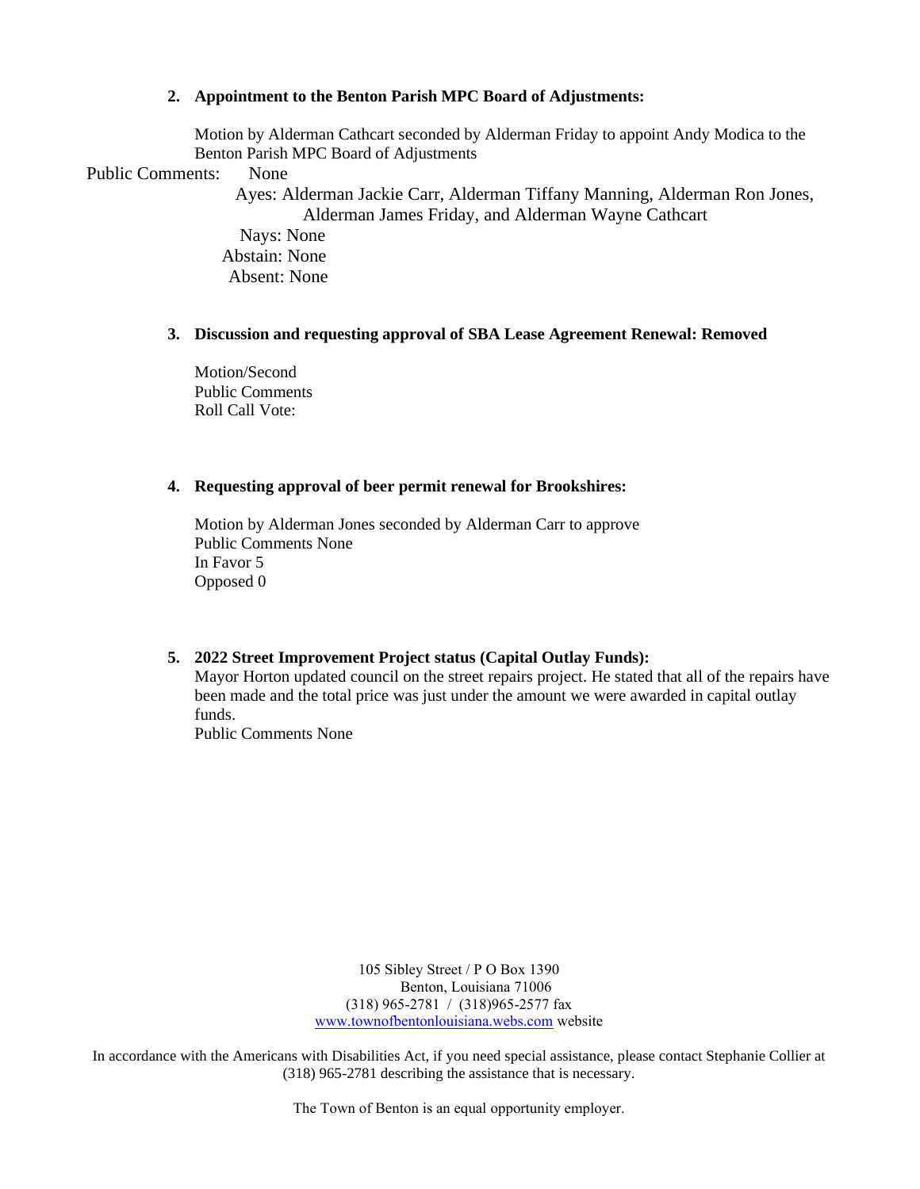2. **Appointment to the Benton Parish MPC Board of Adjustments:**

   Motion by Alderman Cathcart seconded by Alderman Friday to appoint Andy Modica to the Benton Parish MPC Board of Adjustments

Public Comments: None

Ayes: Alderman Jackie Carr, Alderman Tiffany Manning, Alderman Ron Jones, Alderman James Friday, and Alderman Wayne Cathcart

Nays: None

Abstain: None

Absent: None

3. **Discussion and requesting approval of SBA Lease Agreement Renewal: Removed**

   Motion/Second
   Public Comments
   Roll Call Vote:

4. **Requesting approval of beer permit renewal for Brookshires:**

   Motion by Alderman Jones seconded by Alderman Carr to approve
   Public Comments None
   In Favor 5
   Opposed 0

5. **2022 Street Improvement Project status (Capital Outlay Funds):**
   Mayor Horton updated council on the street repairs project. He stated that all of the repairs have been made and the total price was just under the amount we were awarded in capital outlay funds.
   Public Comments None

105 Sibley Street / P O Box 1390
Benton, Louisiana 71006
(318) 965-2781 / (318)965-2577 fax
www.townofbentonlouisiana.webs.com website

In accordance with the Americans with Disabilities Act, if you need special assistance, please contact Stephanie Collier at (318) 965-2781 describing the assistance that is necessary.

The Town of Benton is an equal opportunity employer.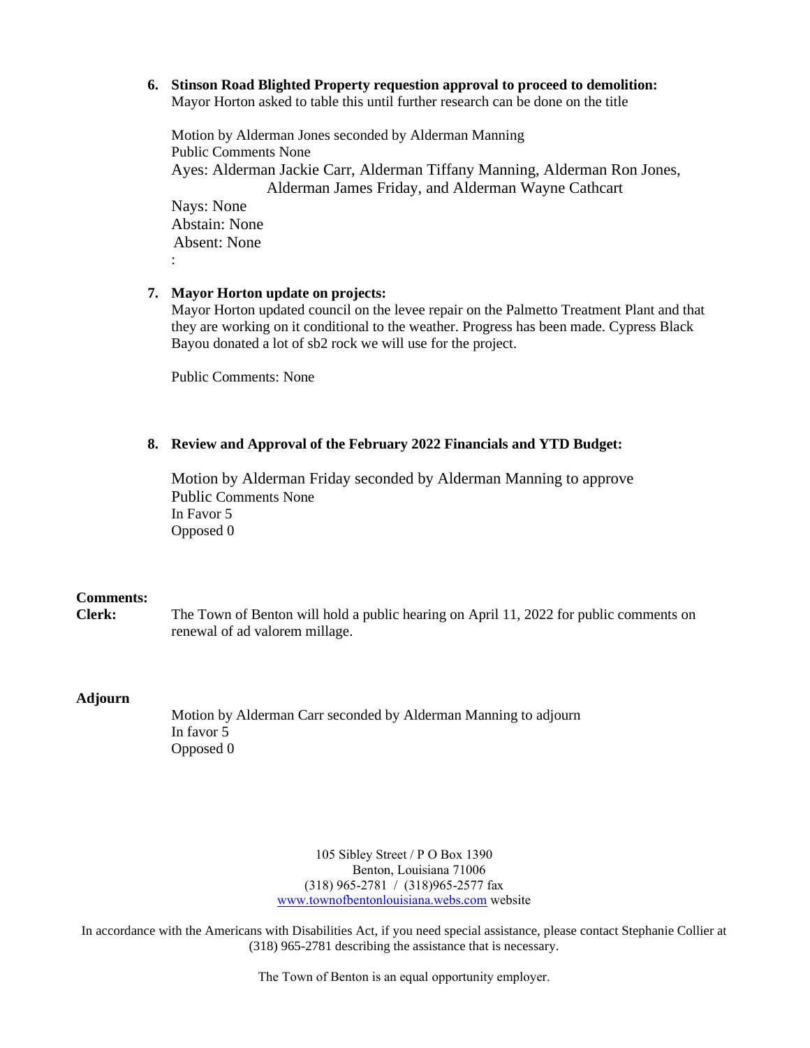6. **Stinson Road Blighted Property requestion approval to proceed to demolition:**
   Mayor Horton asked to table this until further research can be done on the title

   Motion by Alderman Jones seconded by Alderman Manning
   Public Comments None
   Ayes: Alderman Jackie Carr, Alderman Tiffany Manning, Alderman Ron Jones, Alderman James Friday, and Alderman Wayne Cathcart
   Nays: None
   Abstain: None
   Absent: None
   :

7. **Mayor Horton update on projects:**
   Mayor Horton updated council on the levee repair on the Palmetto Treatment Plant and that they are working on it conditional to the weather. Progress has been made. Cypress Black Bayou donated a lot of sb2 rock we will use for the project.

   Public Comments: None

8. **Review and Approval of the February 2022 Financials and YTD Budget:**

   Motion by Alderman Friday seconded by Alderman Manning to approve
   Public Comments None
   In Favor 5
   Opposed 0

**Comments:**

**Clerk:** The Town of Benton will hold a public hearing on April 11, 2022 for public comments on renewal of ad valorem millage.

**Adjourn**

Motion by Alderman Carr seconded by Alderman Manning to adjourn
In favor 5
Opposed 0

105 Sibley Street / P O Box 1390
Benton, Louisiana 71006
(318) 965-2781 / (318)965-2577 fax
www.townofbentonlouisiana.webs.com website

In accordance with the Americans with Disabilities Act, if you need special assistance, please contact Stephanie Collier at (318) 965-2781 describing the assistance that is necessary.

The Town of Benton is an equal opportunity employer.